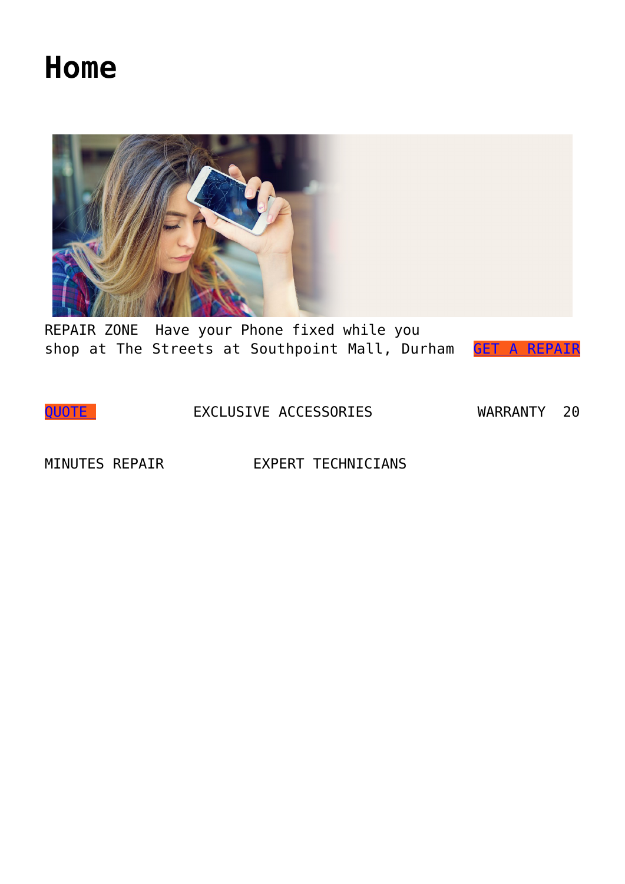# Home

REPAIR ZONE  Have your Phone fixed while you shop at The Streets at Southpoint Mall, Durham  GET A REPAIR

QUOTE   EXCLUSIVE ACCESSORIES   WARRANTY  20 MINUTES REPAIR   EXPERT TECHNICIANS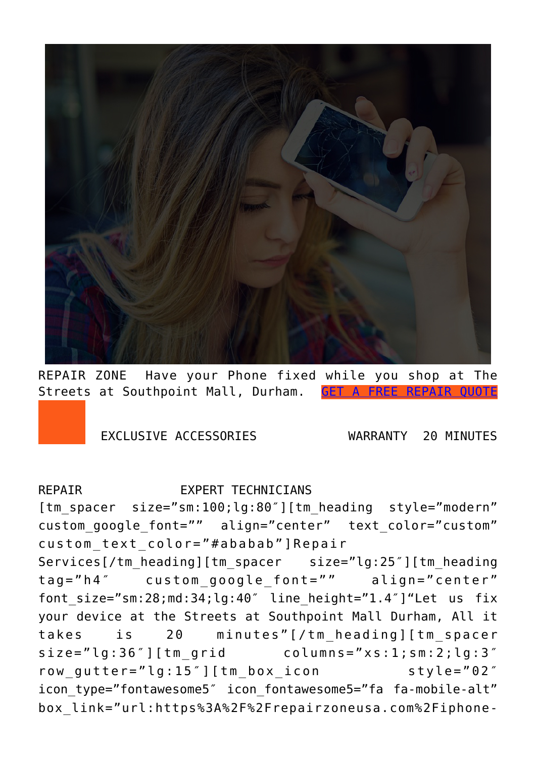REPAIR ZONE Have your Phone fixed while you shop at The Streets at Southpoint Mall, Durham. [GET A FREE REPAIR QUOTE]

EXCLUSIVE ACCESSORIES WARRANTY 20 MINUTES

REPAIR EXPERT TECHNICIANS

[tm_spacer size="sm:100;lg:80″][tm_heading style="modern" custom_google_font="" align="center" text_color="custom" custom_text_color="#ababab"]Repair Services[/tm_heading][tm_spacer size="lg:25″][tm_heading tag="h4″ custom_google_font="" align="center" font_size="sm:28;md:34;lg:40″ line_height="1.4″]"Let us fix your device at the Streets at Southpoint Mall Durham, All it takes is 20 minutes"[/tm_heading][tm_spacer size="lg:36″][tm_grid columns="xs:1;sm:2;lg:3″ row_gutter="lg:15″][tm_box_icon style="02″ icon_type="fontawesome5″ icon_fontawesome5="fa fa-mobile-alt" box_link="url:https%3A%2F%2Frepairzoneusa.com%2Fiphone-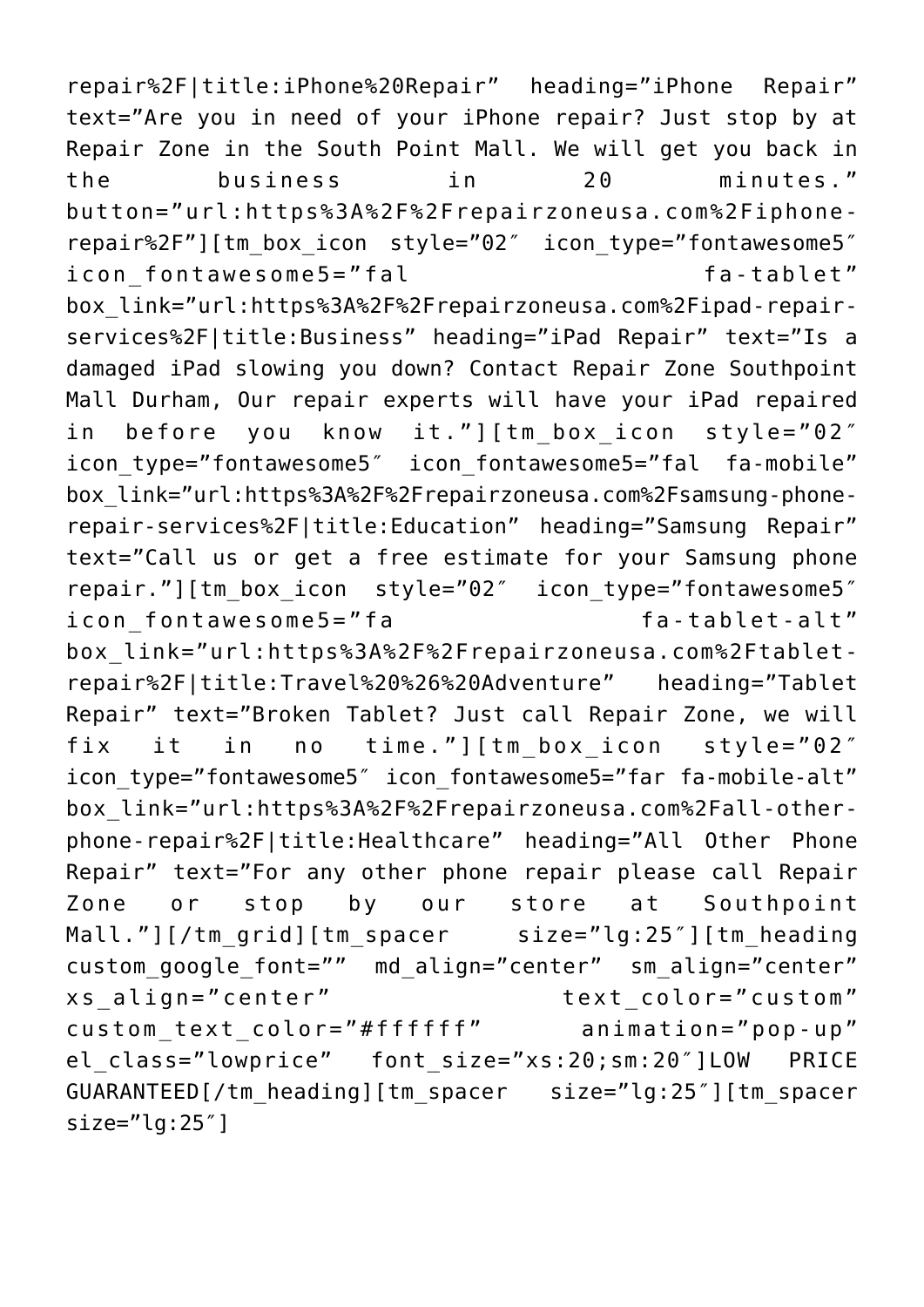repair%2F|title:iPhone%20Repair" heading="iPhone Repair" text="Are you in need of your iPhone repair? Just stop by at Repair Zone in the South Point Mall. We will get you back in the business in 20 minutes." button="url:https%3A%2F%2Frepairzoneusa.com%2Fiphone-repair%2F"][tm_box_icon style="02″ icon_type="fontawesome5″ icon_fontawesome5="fal fa-tablet" box_link="url:https%3A%2F%2Frepairzoneusa.com%2Fipad-repair-services%2F|title:Business" heading="iPad Repair" text="Is a damaged iPad slowing you down? Contact Repair Zone Southpoint Mall Durham, Our repair experts will have your iPad repaired in before you know it."][tm_box_icon style="02″ icon_type="fontawesome5″ icon_fontawesome5="fal fa-mobile" box_link="url:https%3A%2F%2Frepairzoneusa.com%2Fsamsung-phone-repair-services%2F|title:Education" heading="Samsung Repair" text="Call us or get a free estimate for your Samsung phone repair."][tm_box_icon style="02″ icon_type="fontawesome5″ icon_fontawesome5="fa fa-tablet-alt" box_link="url:https%3A%2F%2Frepairzoneusa.com%2Ftablet-repair%2F|title:Travel%20%26%20Adventure" heading="Tablet Repair" text="Broken Tablet? Just call Repair Zone, we will fix it in no time."][tm_box_icon style="02″ icon_type="fontawesome5″ icon_fontawesome5="far fa-mobile-alt" box_link="url:https%3A%2F%2Frepairzoneusa.com%2Fall-other-phone-repair%2F|title:Healthcare" heading="All Other Phone Repair" text="For any other phone repair please call Repair Zone or stop by our store at Southpoint Mall."][/tm_grid][tm_spacer size="lg:25″][tm_heading custom_google_font="" md_align="center" sm_align="center" xs_align="center" text_color="custom" custom_text_color="#ffffff" animation="pop-up" el_class="lowprice" font_size="xs:20;sm:20″]LOW PRICE GUARANTEED[/tm_heading][tm_spacer size="lg:25″][tm_spacer size="lg:25″]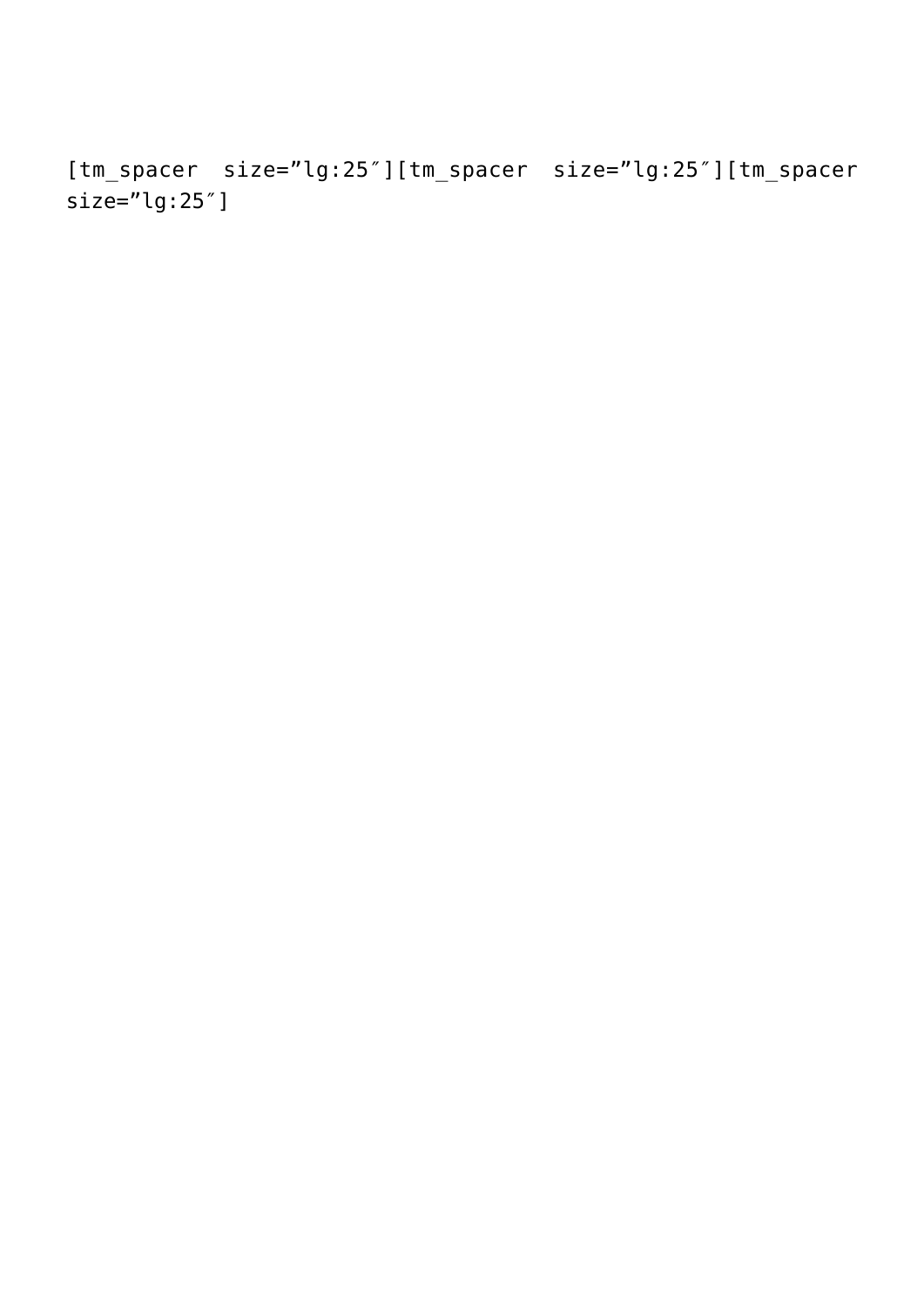[tm_spacer size=”lg:25″][tm_spacer size=”lg:25″][tm_spacer size=”lg:25″]